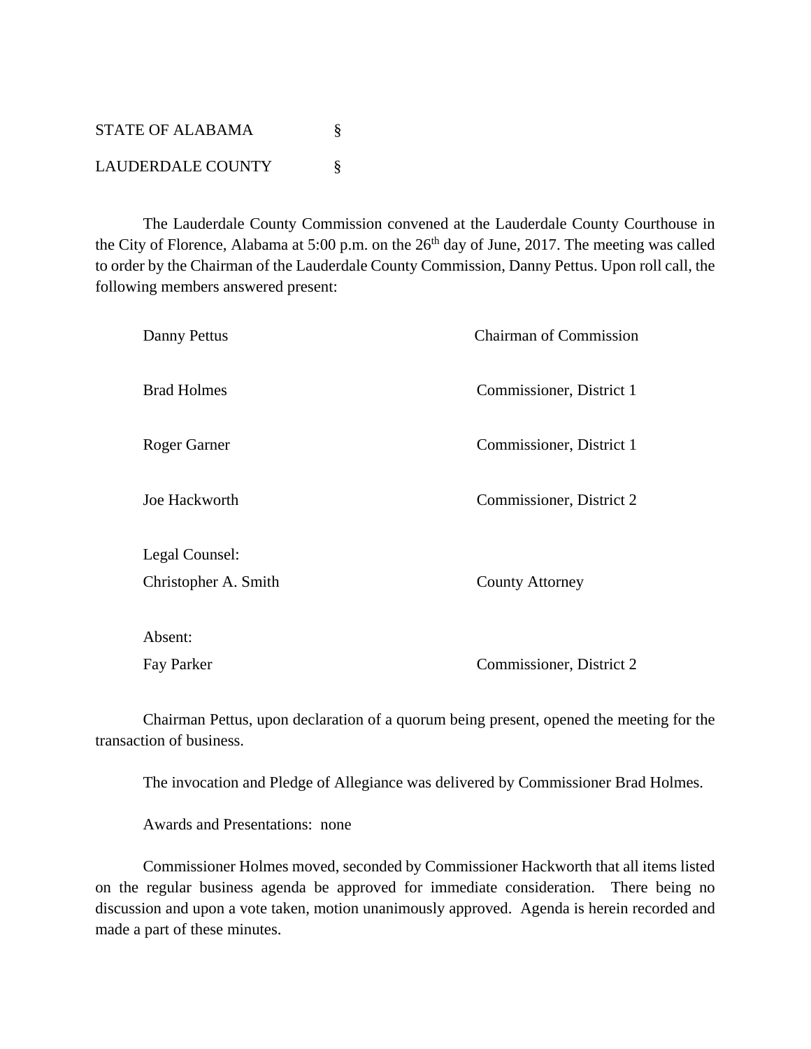STATE OF ALABAMA §

LAUDERDALE COUNTY §

The Lauderdale County Commission convened at the Lauderdale County Courthouse in the City of Florence, Alabama at 5:00 p.m. on the 26th day of June, 2017. The meeting was called to order by the Chairman of the Lauderdale County Commission, Danny Pettus. Upon roll call, the following members answered present:

| | |
|---|---|
| Danny Pettus | Chairman of Commission |
| Brad Holmes | Commissioner, District 1 |
| Roger Garner | Commissioner, District 1 |
| Joe Hackworth | Commissioner, District 2 |
| Legal Counsel: | |
| Christopher A. Smith | County Attorney |
| Absent: | |
| Fay Parker | Commissioner, District 2 |

Chairman Pettus, upon declaration of a quorum being present, opened the meeting for the transaction of business.

The invocation and Pledge of Allegiance was delivered by Commissioner Brad Holmes.

Awards and Presentations: none

Commissioner Holmes moved, seconded by Commissioner Hackworth that all items listed on the regular business agenda be approved for immediate consideration. There being no discussion and upon a vote taken, motion unanimously approved. Agenda is herein recorded and made a part of these minutes.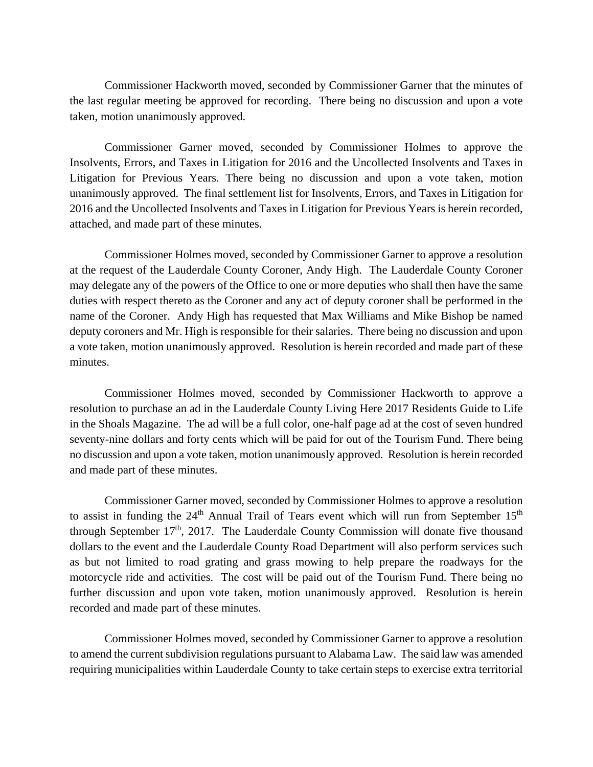Commissioner Hackworth moved, seconded by Commissioner Garner that the minutes of the last regular meeting be approved for recording. There being no discussion and upon a vote taken, motion unanimously approved.

Commissioner Garner moved, seconded by Commissioner Holmes to approve the Insolvents, Errors, and Taxes in Litigation for 2016 and the Uncollected Insolvents and Taxes in Litigation for Previous Years. There being no discussion and upon a vote taken, motion unanimously approved. The final settlement list for Insolvents, Errors, and Taxes in Litigation for 2016 and the Uncollected Insolvents and Taxes in Litigation for Previous Years is herein recorded, attached, and made part of these minutes.

Commissioner Holmes moved, seconded by Commissioner Garner to approve a resolution at the request of the Lauderdale County Coroner, Andy High. The Lauderdale County Coroner may delegate any of the powers of the Office to one or more deputies who shall then have the same duties with respect thereto as the Coroner and any act of deputy coroner shall be performed in the name of the Coroner. Andy High has requested that Max Williams and Mike Bishop be named deputy coroners and Mr. High is responsible for their salaries. There being no discussion and upon a vote taken, motion unanimously approved. Resolution is herein recorded and made part of these minutes.

Commissioner Holmes moved, seconded by Commissioner Hackworth to approve a resolution to purchase an ad in the Lauderdale County Living Here 2017 Residents Guide to Life in the Shoals Magazine. The ad will be a full color, one-half page ad at the cost of seven hundred seventy-nine dollars and forty cents which will be paid for out of the Tourism Fund. There being no discussion and upon a vote taken, motion unanimously approved. Resolution is herein recorded and made part of these minutes.

Commissioner Garner moved, seconded by Commissioner Holmes to approve a resolution to assist in funding the 24th Annual Trail of Tears event which will run from September 15th through September 17th, 2017. The Lauderdale County Commission will donate five thousand dollars to the event and the Lauderdale County Road Department will also perform services such as but not limited to road grating and grass mowing to help prepare the roadways for the motorcycle ride and activities. The cost will be paid out of the Tourism Fund. There being no further discussion and upon vote taken, motion unanimously approved. Resolution is herein recorded and made part of these minutes.

Commissioner Holmes moved, seconded by Commissioner Garner to approve a resolution to amend the current subdivision regulations pursuant to Alabama Law. The said law was amended requiring municipalities within Lauderdale County to take certain steps to exercise extra territorial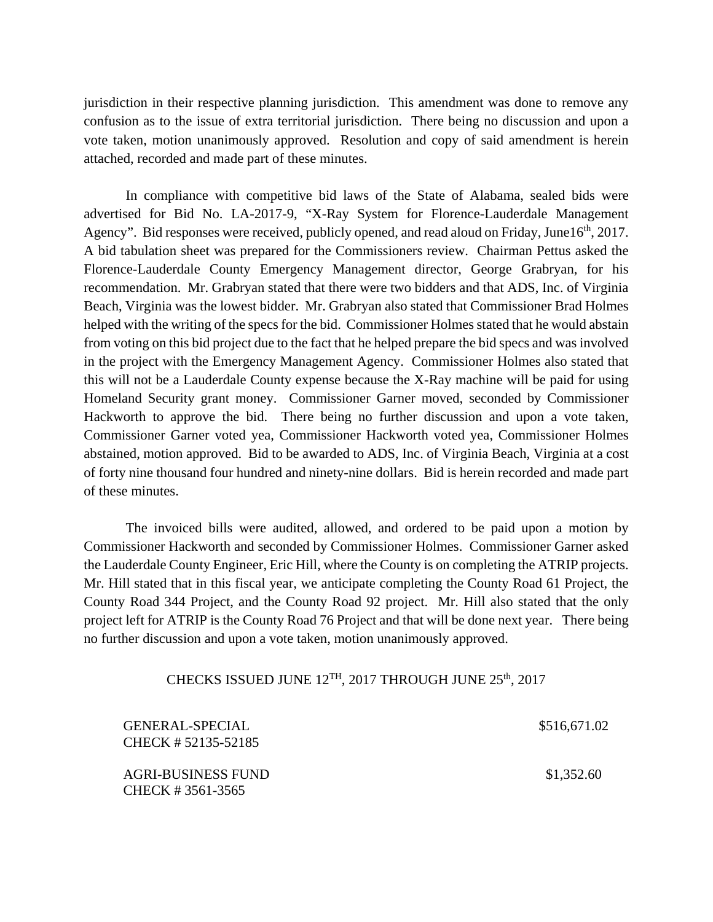jurisdiction in their respective planning jurisdiction. This amendment was done to remove any confusion as to the issue of extra territorial jurisdiction. There being no discussion and upon a vote taken, motion unanimously approved. Resolution and copy of said amendment is herein attached, recorded and made part of these minutes.

In compliance with competitive bid laws of the State of Alabama, sealed bids were advertised for Bid No. LA-2017-9, "X-Ray System for Florence-Lauderdale Management Agency". Bid responses were received, publicly opened, and read aloud on Friday, June16th, 2017. A bid tabulation sheet was prepared for the Commissioners review. Chairman Pettus asked the Florence-Lauderdale County Emergency Management director, George Grabryan, for his recommendation. Mr. Grabryan stated that there were two bidders and that ADS, Inc. of Virginia Beach, Virginia was the lowest bidder. Mr. Grabryan also stated that Commissioner Brad Holmes helped with the writing of the specs for the bid. Commissioner Holmes stated that he would abstain from voting on this bid project due to the fact that he helped prepare the bid specs and was involved in the project with the Emergency Management Agency. Commissioner Holmes also stated that this will not be a Lauderdale County expense because the X-Ray machine will be paid for using Homeland Security grant money. Commissioner Garner moved, seconded by Commissioner Hackworth to approve the bid. There being no further discussion and upon a vote taken, Commissioner Garner voted yea, Commissioner Hackworth voted yea, Commissioner Holmes abstained, motion approved. Bid to be awarded to ADS, Inc. of Virginia Beach, Virginia at a cost of forty nine thousand four hundred and ninety-nine dollars. Bid is herein recorded and made part of these minutes.

The invoiced bills were audited, allowed, and ordered to be paid upon a motion by Commissioner Hackworth and seconded by Commissioner Holmes. Commissioner Garner asked the Lauderdale County Engineer, Eric Hill, where the County is on completing the ATRIP projects. Mr. Hill stated that in this fiscal year, we anticipate completing the County Road 61 Project, the County Road 344 Project, and the County Road 92 project. Mr. Hill also stated that the only project left for ATRIP is the County Road 76 Project and that will be done next year. There being no further discussion and upon a vote taken, motion unanimously approved.

CHECKS ISSUED JUNE 12TH, 2017 THROUGH JUNE 25th, 2017

| | |
|---|---|
| GENERAL-SPECIAL<br>CHECK # 52135-52185 | $516,671.02 |
| AGRI-BUSINESS FUND<br>CHECK # 3561-3565 | $1,352.60 |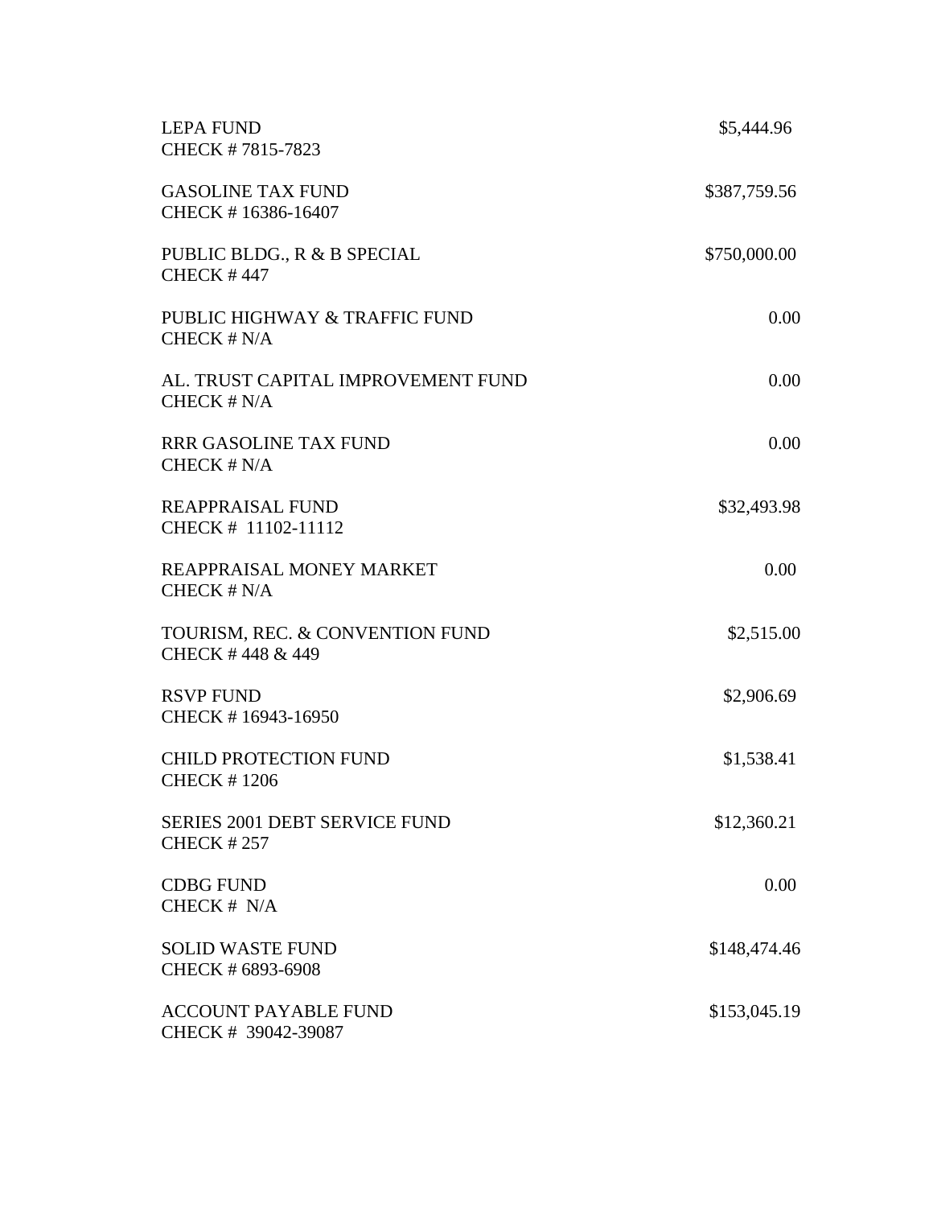LEPA FUND $5,444.96
CHECK # 7815-7823

GASOLINE TAX FUND $387,759.56
CHECK # 16386-16407

PUBLIC BLDG., R & B SPECIAL $750,000.00
CHECK # 447

PUBLIC HIGHWAY & TRAFFIC FUND 0.00
CHECK # N/A

AL. TRUST CAPITAL IMPROVEMENT FUND 0.00
CHECK # N/A

RRR GASOLINE TAX FUND 0.00
CHECK # N/A

REAPPRAISAL FUND $32,493.98
CHECK # 11102-11112

REAPPRAISAL MONEY MARKET 0.00
CHECK # N/A

TOURISM, REC. & CONVENTION FUND $2,515.00
CHECK # 448 & 449

RSVP FUND $2,906.69
CHECK # 16943-16950

CHILD PROTECTION FUND $1,538.41
CHECK # 1206

SERIES 2001 DEBT SERVICE FUND $12,360.21
CHECK # 257

CDBG FUND 0.00
CHECK # N/A

SOLID WASTE FUND $148,474.46
CHECK # 6893-6908

ACCOUNT PAYABLE FUND $153,045.19
CHECK # 39042-39087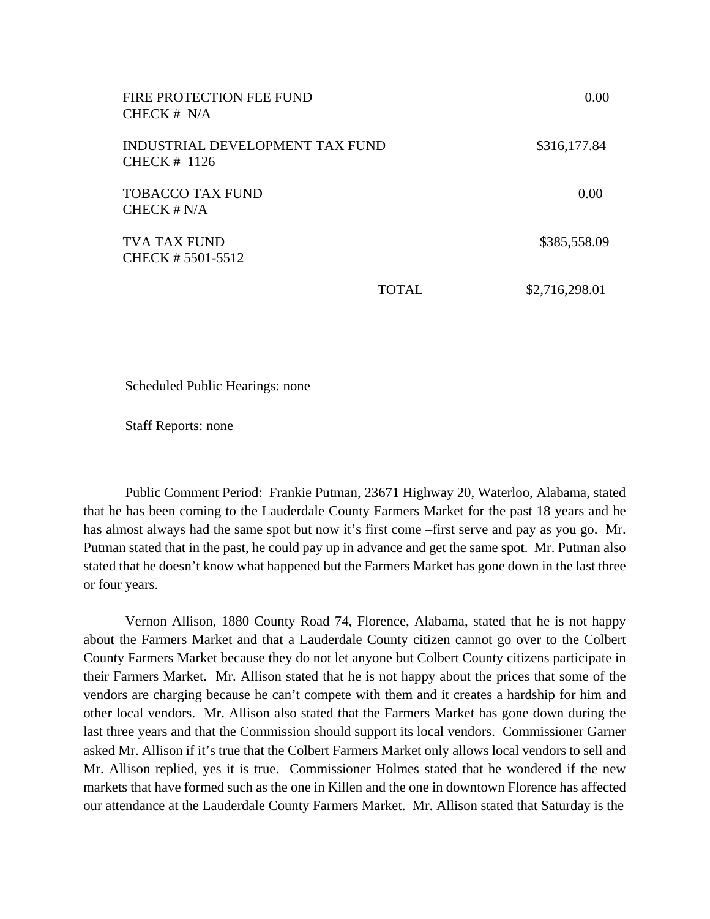| | | |
|---|---|---|
| FIRE PROTECTION FEE FUND<br>CHECK # N/A | | 0.00 |
| INDUSTRIAL DEVELOPMENT TAX FUND<br>CHECK # 1126 | | $316,177.84 |
| TOBACCO TAX FUND<br>CHECK # N/A | | 0.00 |
| TVA TAX FUND<br>CHECK # 5501-5512 | | $385,558.09 |
| | TOTAL | $2,716,298.01 |

Scheduled Public Hearings: none

Staff Reports: none

Public Comment Period: Frankie Putman, 23671 Highway 20, Waterloo, Alabama, stated that he has been coming to the Lauderdale County Farmers Market for the past 18 years and he has almost always had the same spot but now it's first come –first serve and pay as you go. Mr. Putman stated that in the past, he could pay up in advance and get the same spot. Mr. Putman also stated that he doesn't know what happened but the Farmers Market has gone down in the last three or four years.

Vernon Allison, 1880 County Road 74, Florence, Alabama, stated that he is not happy about the Farmers Market and that a Lauderdale County citizen cannot go over to the Colbert County Farmers Market because they do not let anyone but Colbert County citizens participate in their Farmers Market. Mr. Allison stated that he is not happy about the prices that some of the vendors are charging because he can't compete with them and it creates a hardship for him and other local vendors. Mr. Allison also stated that the Farmers Market has gone down during the last three years and that the Commission should support its local vendors. Commissioner Garner asked Mr. Allison if it's true that the Colbert Farmers Market only allows local vendors to sell and Mr. Allison replied, yes it is true. Commissioner Holmes stated that he wondered if the new markets that have formed such as the one in Killen and the one in downtown Florence has affected our attendance at the Lauderdale County Farmers Market. Mr. Allison stated that Saturday is the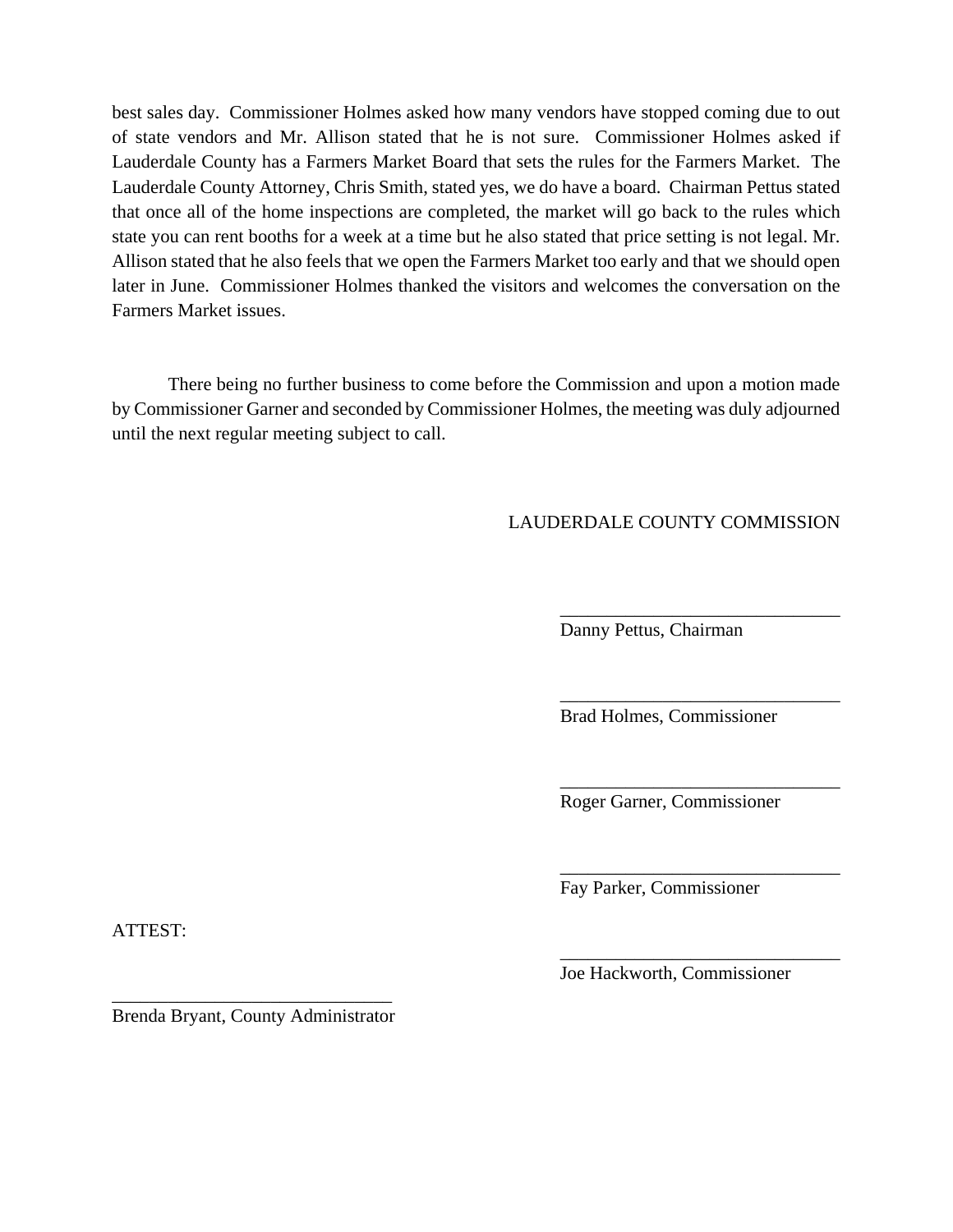best sales day. Commissioner Holmes asked how many vendors have stopped coming due to out of state vendors and Mr. Allison stated that he is not sure. Commissioner Holmes asked if Lauderdale County has a Farmers Market Board that sets the rules for the Farmers Market. The Lauderdale County Attorney, Chris Smith, stated yes, we do have a board. Chairman Pettus stated that once all of the home inspections are completed, the market will go back to the rules which state you can rent booths for a week at a time but he also stated that price setting is not legal. Mr. Allison stated that he also feels that we open the Farmers Market too early and that we should open later in June. Commissioner Holmes thanked the visitors and welcomes the conversation on the Farmers Market issues.

There being no further business to come before the Commission and upon a motion made by Commissioner Garner and seconded by Commissioner Holmes, the meeting was duly adjourned until the next regular meeting subject to call.

LAUDERDALE COUNTY COMMISSION

______________________________
Danny Pettus, Chairman

______________________________
Brad Holmes, Commissioner

______________________________
Roger Garner, Commissioner

______________________________
Fay Parker, Commissioner

______________________________
Joe Hackworth, Commissioner

ATTEST:

______________________________
Brenda Bryant, County Administrator